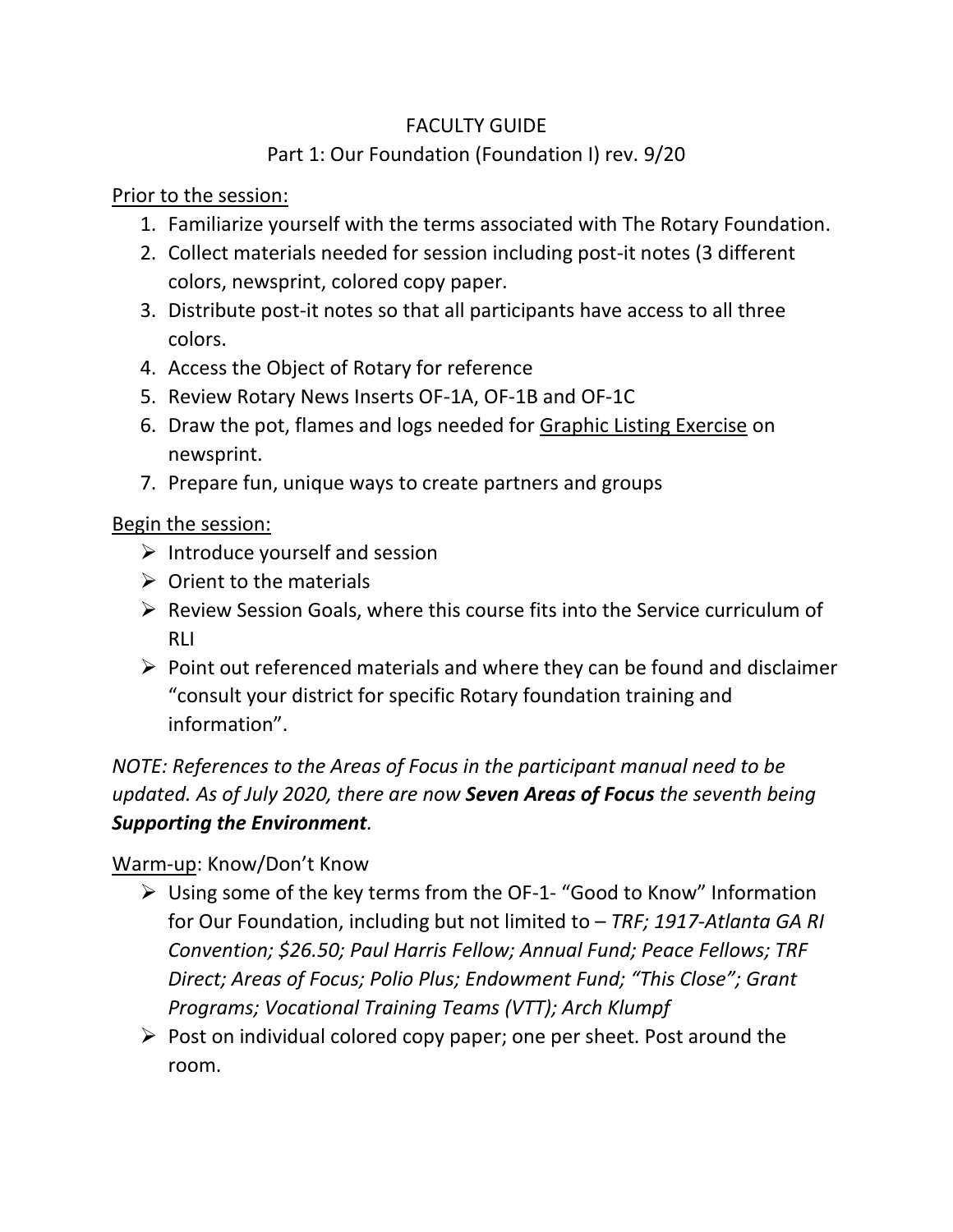# FACULTY GUIDE

## Part 1: Our Foundation (Foundation I) rev. 9/20

Prior to the session:

1. Familiarize yourself with the terms associated with The Rotary Foundation.
2. Collect materials needed for session including post-it notes (3 different colors, newsprint, colored copy paper.
3. Distribute post-it notes so that all participants have access to all three colors.
4. Access the Object of Rotary for reference
5. Review Rotary News Inserts OF-1A, OF-1B and OF-1C
6. Draw the pot, flames and logs needed for Graphic Listing Exercise on newsprint.
7. Prepare fun, unique ways to create partners and groups

Begin the session:

- Introduce yourself and session
- Orient to the materials
- Review Session Goals, where this course fits into the Service curriculum of RLI
- Point out referenced materials and where they can be found and disclaimer "consult your district for specific Rotary foundation training and information".

*NOTE: References to the Areas of Focus in the participant manual need to be updated. As of July 2020, there are now **Seven Areas of Focus** the seventh being **Supporting the Environment**.*

Warm-up: Know/Don't Know

- Using some of the key terms from the OF-1- "Good to Know" Information for Our Foundation, including but not limited to – *TRF; 1917-Atlanta GA RI Convention; $26.50; Paul Harris Fellow; Annual Fund; Peace Fellows; TRF Direct; Areas of Focus; Polio Plus; Endowment Fund; "This Close"; Grant Programs; Vocational Training Teams (VTT); Arch Klumpf*
- Post on individual colored copy paper; one per sheet. Post around the room.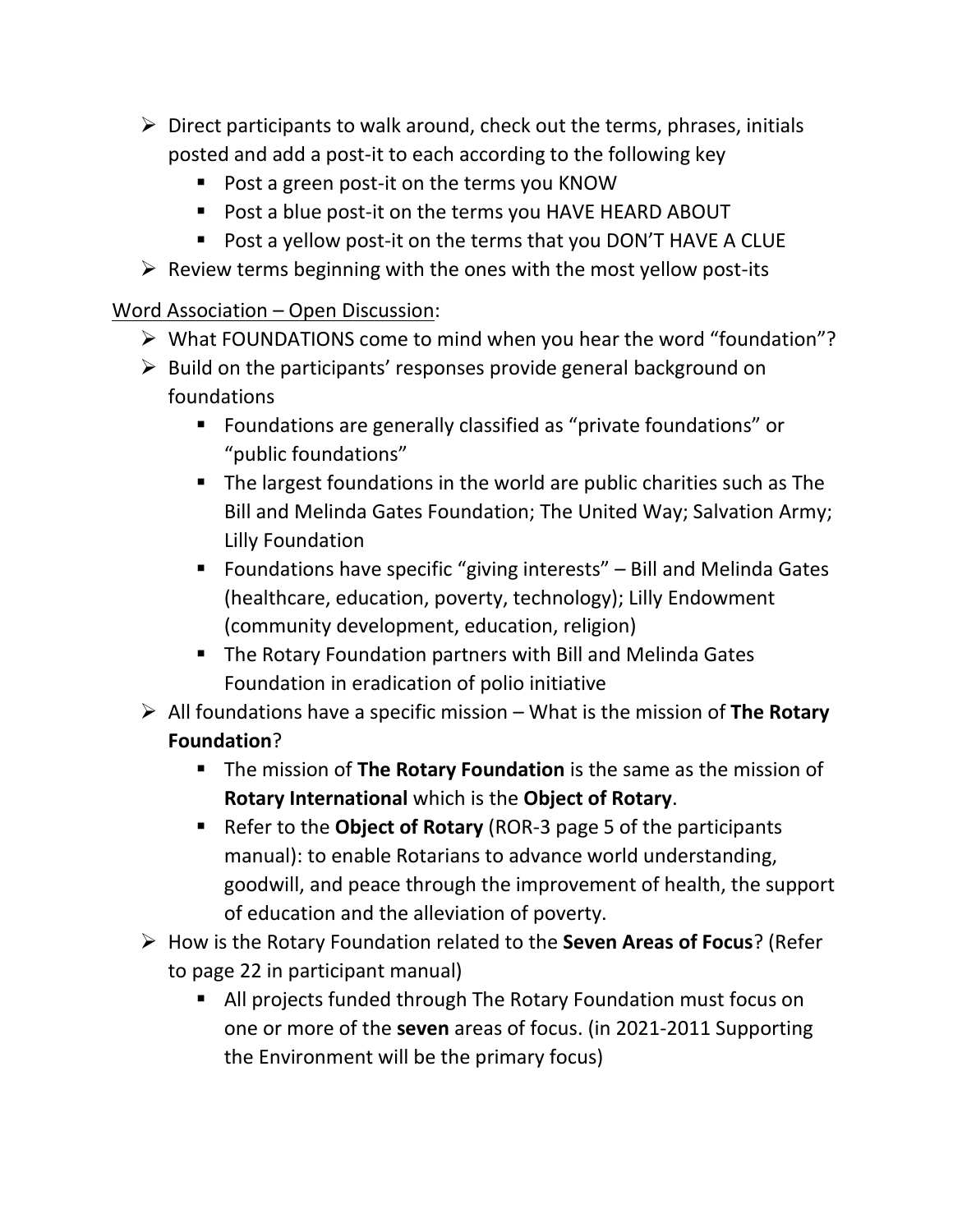- Direct participants to walk around, check out the terms, phrases, initials posted and add a post-it to each according to the following key
  - Post a green post-it on the terms you KNOW
  - Post a blue post-it on the terms you HAVE HEARD ABOUT
  - Post a yellow post-it on the terms that you DON'T HAVE A CLUE
- Review terms beginning with the ones with the most yellow post-its

<u>Word Association – Open Discussion</u>:

- What FOUNDATIONS come to mind when you hear the word "foundation"?
- Build on the participants' responses provide general background on foundations
  - Foundations are generally classified as "private foundations" or "public foundations"
  - The largest foundations in the world are public charities such as The Bill and Melinda Gates Foundation; The United Way; Salvation Army; Lilly Foundation
  - Foundations have specific "giving interests" – Bill and Melinda Gates (healthcare, education, poverty, technology); Lilly Endowment (community development, education, religion)
  - The Rotary Foundation partners with Bill and Melinda Gates Foundation in eradication of polio initiative
- All foundations have a specific mission – What is the mission of **The Rotary Foundation**?
  - The mission of **The Rotary Foundation** is the same as the mission of **Rotary International** which is the **Object of Rotary**.
  - Refer to the **Object of Rotary** (ROR-3 page 5 of the participants manual): to enable Rotarians to advance world understanding, goodwill, and peace through the improvement of health, the support of education and the alleviation of poverty.
- How is the Rotary Foundation related to the **Seven Areas of Focus**? (Refer to page 22 in participant manual)
  - All projects funded through The Rotary Foundation must focus on one or more of the **seven** areas of focus. (in 2021-2011 Supporting the Environment will be the primary focus)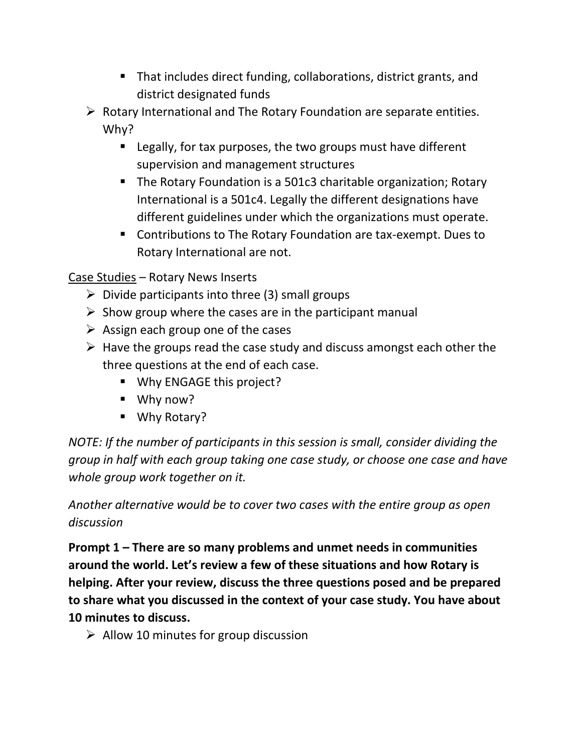- That includes direct funding, collaborations, district grants, and district designated funds
- Rotary International and The Rotary Foundation are separate entities. Why?
    - Legally, for tax purposes, the two groups must have different supervision and management structures
    - The Rotary Foundation is a 501c3 charitable organization; Rotary International is a 501c4. Legally the different designations have different guidelines under which the organizations must operate.
    - Contributions to The Rotary Foundation are tax-exempt. Dues to Rotary International are not.

<u>Case Studies</u> – Rotary News Inserts

- Divide participants into three (3) small groups
- Show group where the cases are in the participant manual
- Assign each group one of the cases
- Have the groups read the case study and discuss amongst each other the three questions at the end of each case.
    - Why ENGAGE this project?
    - Why now?
    - Why Rotary?

*NOTE: If the number of participants in this session is small, consider dividing the group in half with each group taking one case study, or choose one case and have whole group work together on it.*

*Another alternative would be to cover two cases with the entire group as open discussion*

**Prompt 1 – There are so many problems and unmet needs in communities around the world. Let's review a few of these situations and how Rotary is helping. After your review, discuss the three questions posed and be prepared to share what you discussed in the context of your case study. You have about 10 minutes to discuss.**

- Allow 10 minutes for group discussion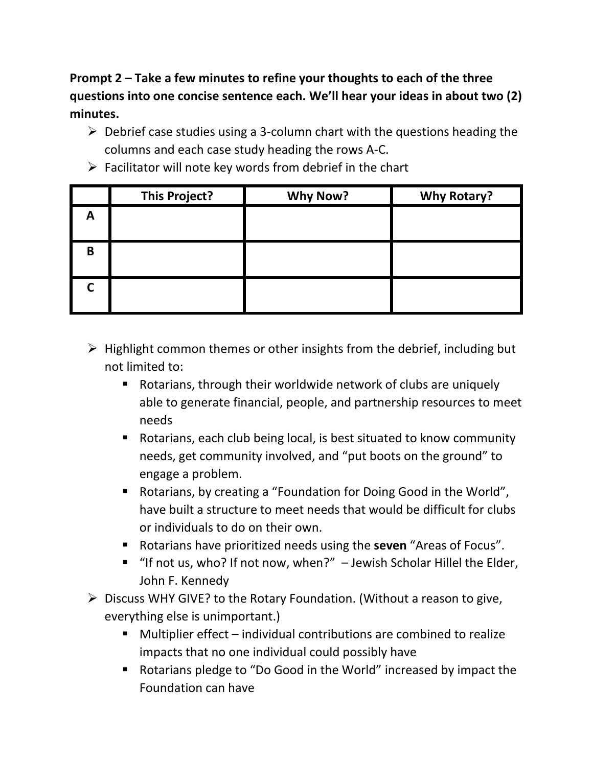**Prompt 2 – Take a few minutes to refine your thoughts to each of the three questions into one concise sentence each. We'll hear your ideas in about two (2) minutes.**

- Debrief case studies using a 3-column chart with the questions heading the columns and each case study heading the rows A-C.
- Facilitator will note key words from debrief in the chart

| | This Project? | Why Now? | Why Rotary? |
|---|---|---|---|
| A | | | |
| B | | | |
| C | | | |

- Highlight common themes or other insights from the debrief, including but not limited to:
  - Rotarians, through their worldwide network of clubs are uniquely able to generate financial, people, and partnership resources to meet needs
  - Rotarians, each club being local, is best situated to know community needs, get community involved, and "put boots on the ground" to engage a problem.
  - Rotarians, by creating a "Foundation for Doing Good in the World", have built a structure to meet needs that would be difficult for clubs or individuals to do on their own.
  - Rotarians have prioritized needs using the **seven** "Areas of Focus".
  - "If not us, who? If not now, when?" – Jewish Scholar Hillel the Elder, John F. Kennedy
- Discuss WHY GIVE? to the Rotary Foundation. (Without a reason to give, everything else is unimportant.)
  - Multiplier effect – individual contributions are combined to realize impacts that no one individual could possibly have
  - Rotarians pledge to "Do Good in the World" increased by impact the Foundation can have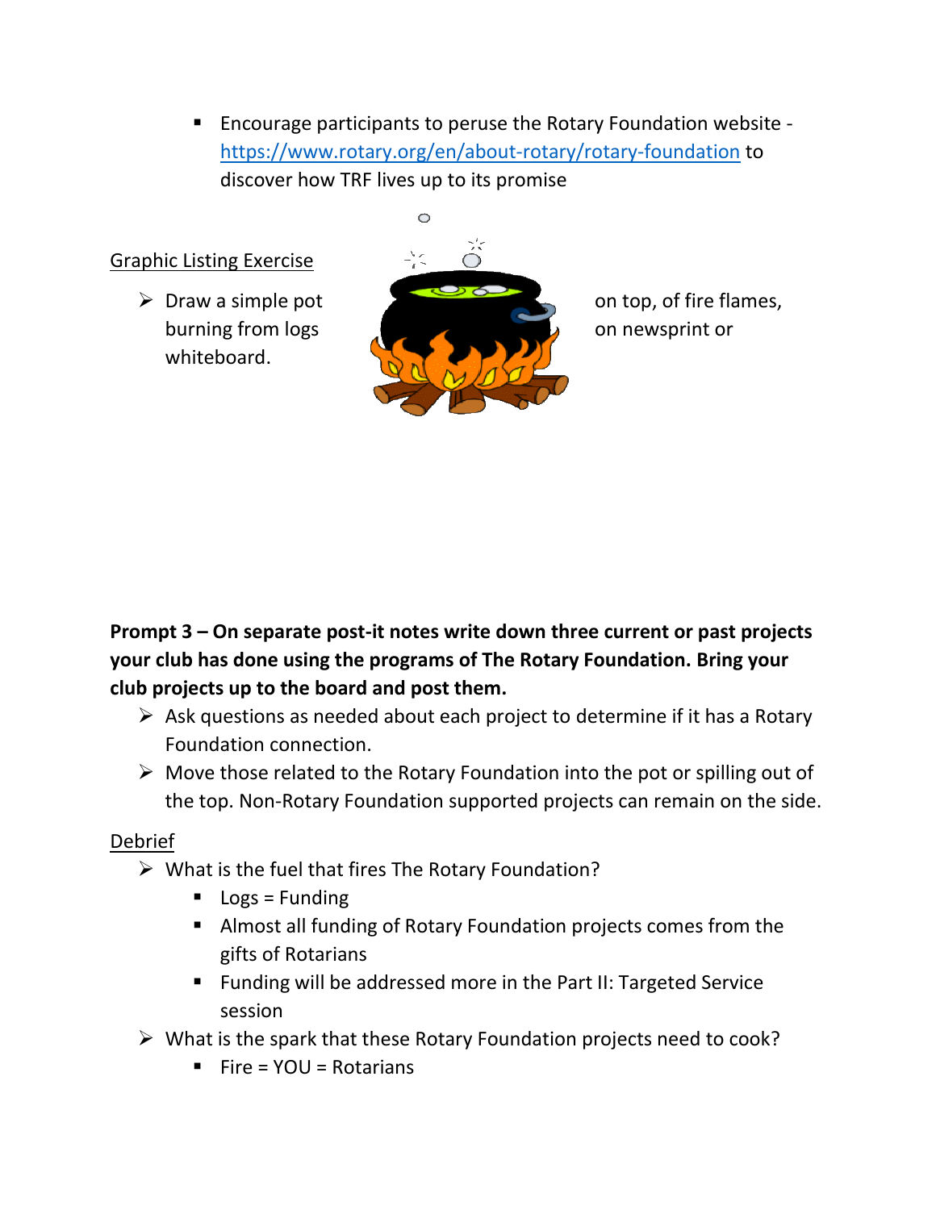- Encourage participants to peruse the Rotary Foundation website - [https://www.rotary.org/en/about-rotary/rotary-foundation](https://www.rotary.org/en/about-rotary/rotary-foundation) to discover how TRF lives up to its promise

Graphic Listing Exercise

- Draw a simple pot on top, of fire flames, burning from logs on newsprint or whiteboard.

**Prompt 3 – On separate post-it notes write down three current or past projects your club has done using the programs of The Rotary Foundation. Bring your club projects up to the board and post them.**

- Ask questions as needed about each project to determine if it has a Rotary Foundation connection.
- Move those related to the Rotary Foundation into the pot or spilling out of the top. Non-Rotary Foundation supported projects can remain on the side.

Debrief

- What is the fuel that fires The Rotary Foundation?
  - Logs = Funding
  - Almost all funding of Rotary Foundation projects comes from the gifts of Rotarians
  - Funding will be addressed more in the Part II: Targeted Service session
- What is the spark that these Rotary Foundation projects need to cook?
  - Fire = YOU = Rotarians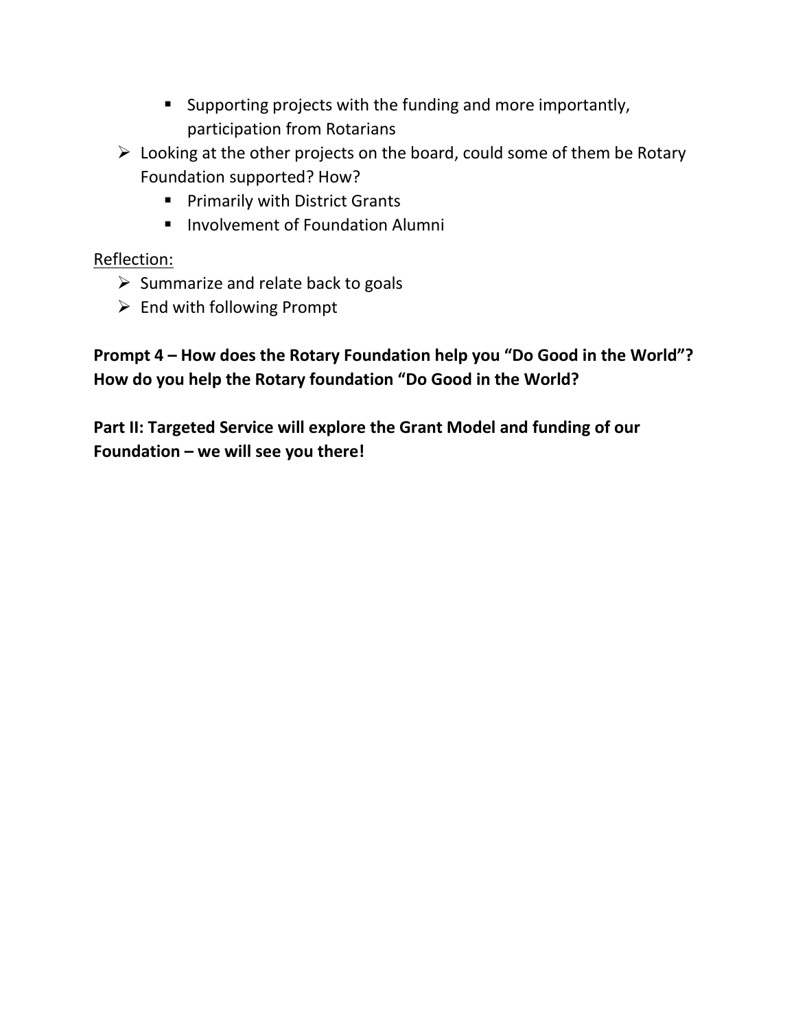- Supporting projects with the funding and more importantly, participation from Rotarians
- Looking at the other projects on the board, could some of them be Rotary Foundation supported? How?
    - Primarily with District Grants
    - Involvement of Foundation Alumni

Reflection:

- Summarize and relate back to goals
- End with following Prompt

**Prompt 4 – How does the Rotary Foundation help you "Do Good in the World"? How do you help the Rotary foundation "Do Good in the World?**

**Part II: Targeted Service will explore the Grant Model and funding of our Foundation – we will see you there!**